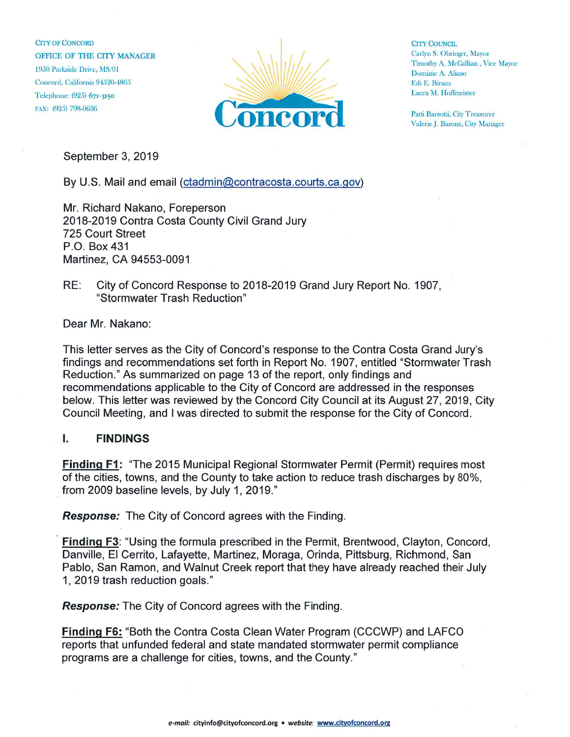CITY OF CONCORD
OFFICE OF THE CITY MANAGER
1950 Parkside Drive, MS/01
Concord, California 94520-4805
Telephone: (925) 671-3150
FAX: (925) 798-0636

Concord

CITY COUNCIL
Carlyn S. Obringer, Mayor
Timothy A. McGallian, Vice Mayor
Dominic A. Aliano
Edi E. Birsan
Laura M. Hoffmeister

Patti Barsotti, City Treasurer
Valerie J. Barone, City Manager

September 3, 2019

By U.S. Mail and email (ctadmin@contracosta.courts.ca.gov)

Mr. Richard Nakano, Foreperson
2018-2019 Contra Costa County Civil Grand Jury
725 Court Street
P.O. Box 431
Martinez, CA 94553-0091

RE: City of Concord Response to 2018-2019 Grand Jury Report No. 1907, "Stormwater Trash Reduction"

Dear Mr. Nakano:

This letter serves as the City of Concord's response to the Contra Costa Grand Jury's findings and recommendations set forth in Report No. 1907, entitled "Stormwater Trash Reduction." As summarized on page 13 of the report, only findings and recommendations applicable to the City of Concord are addressed in the responses below. This letter was reviewed by the Concord City Council at its August 27, 2019, City Council Meeting, and I was directed to submit the response for the City of Concord.

## I. FINDINGS

**Finding F1:** "The 2015 Municipal Regional Stormwater Permit (Permit) requires most of the cities, towns, and the County to take action to reduce trash discharges by 80%, from 2009 baseline levels, by July 1, 2019."

***Response:*** The City of Concord agrees with the Finding.

**Finding F3**: "Using the formula prescribed in the Permit, Brentwood, Clayton, Concord, Danville, El Cerrito, Lafayette, Martinez, Moraga, Orinda, Pittsburg, Richmond, San Pablo, San Ramon, and Walnut Creek report that they have already reached their July 1, 2019 trash reduction goals."

***Response:*** The City of Concord agrees with the Finding.

**Finding F6:** "Both the Contra Costa Clean Water Program (CCCWP) and LAFCO reports that unfunded federal and state mandated stormwater permit compliance programs are a challenge for cities, towns, and the County."

*e-mail:* cityinfo@cityofconcord.org • *website:* www.cityofconcord.org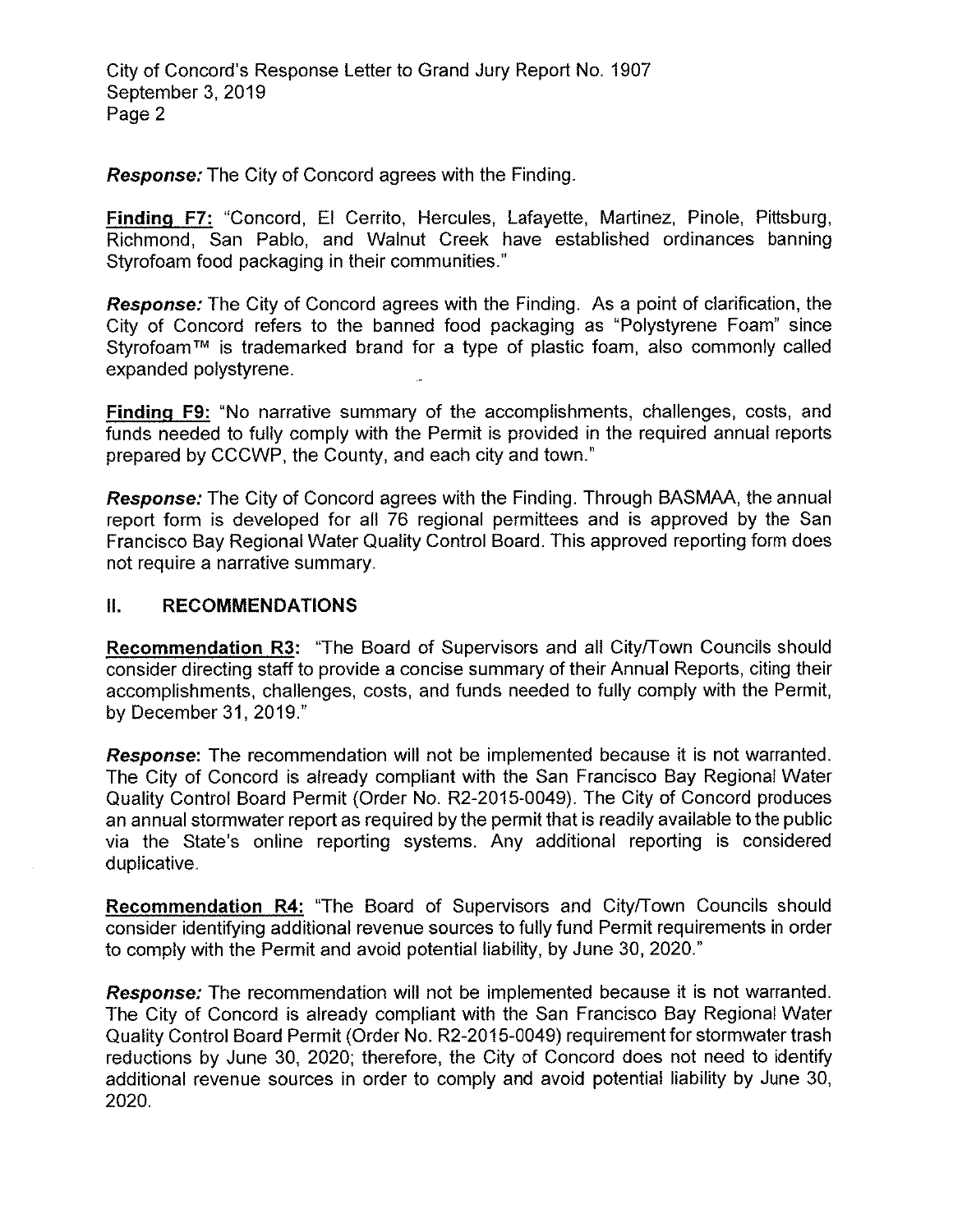***Response:*** The City of Concord agrees with the Finding.

**Finding F7:** "Concord, El Cerrito, Hercules, Lafayette, Martinez, Pinole, Pittsburg, Richmond, San Pablo, and Walnut Creek have established ordinances banning Styrofoam food packaging in their communities."

***Response:*** The City of Concord agrees with the Finding. As a point of clarification, the City of Concord refers to the banned food packaging as "Polystyrene Foam" since Styrofoam™ is trademarked brand for a type of plastic foam, also commonly called expanded polystyrene.

**Finding F9:** "No narrative summary of the accomplishments, challenges, costs, and funds needed to fully comply with the Permit is provided in the required annual reports prepared by CCCWP, the County, and each city and town."

***Response:*** The City of Concord agrees with the Finding. Through BASMAA, the annual report form is developed for all 76 regional permittees and is approved by the San Francisco Bay Regional Water Quality Control Board. This approved reporting form does not require a narrative summary.

## II. RECOMMENDATIONS

**Recommendation R3:** "The Board of Supervisors and all City/Town Councils should consider directing staff to provide a concise summary of their Annual Reports, citing their accomplishments, challenges, costs, and funds needed to fully comply with the Permit, by December 31, 2019."

***Response:*** The recommendation will not be implemented because it is not warranted. The City of Concord is already compliant with the San Francisco Bay Regional Water Quality Control Board Permit (Order No. R2-2015-0049). The City of Concord produces an annual stormwater report as required by the permit that is readily available to the public via the State's online reporting systems. Any additional reporting is considered duplicative.

**Recommendation R4:** "The Board of Supervisors and City/Town Councils should consider identifying additional revenue sources to fully fund Permit requirements in order to comply with the Permit and avoid potential liability, by June 30, 2020."

***Response:*** The recommendation will not be implemented because it is not warranted. The City of Concord is already compliant with the San Francisco Bay Regional Water Quality Control Board Permit (Order No. R2-2015-0049) requirement for stormwater trash reductions by June 30, 2020; therefore, the City of Concord does not need to identify additional revenue sources in order to comply and avoid potential liability by June 30, 2020.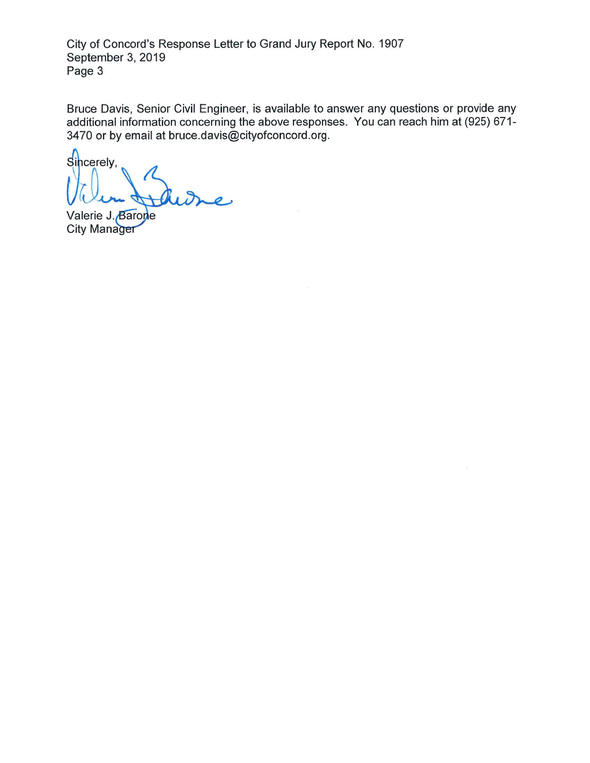Bruce Davis, Senior Civil Engineer, is available to answer any questions or provide any additional information concerning the above responses. You can reach him at (925) 671-3470 or by email at bruce.davis@cityofconcord.org.

Sincerely,

Valerie J. Barone
City Manager